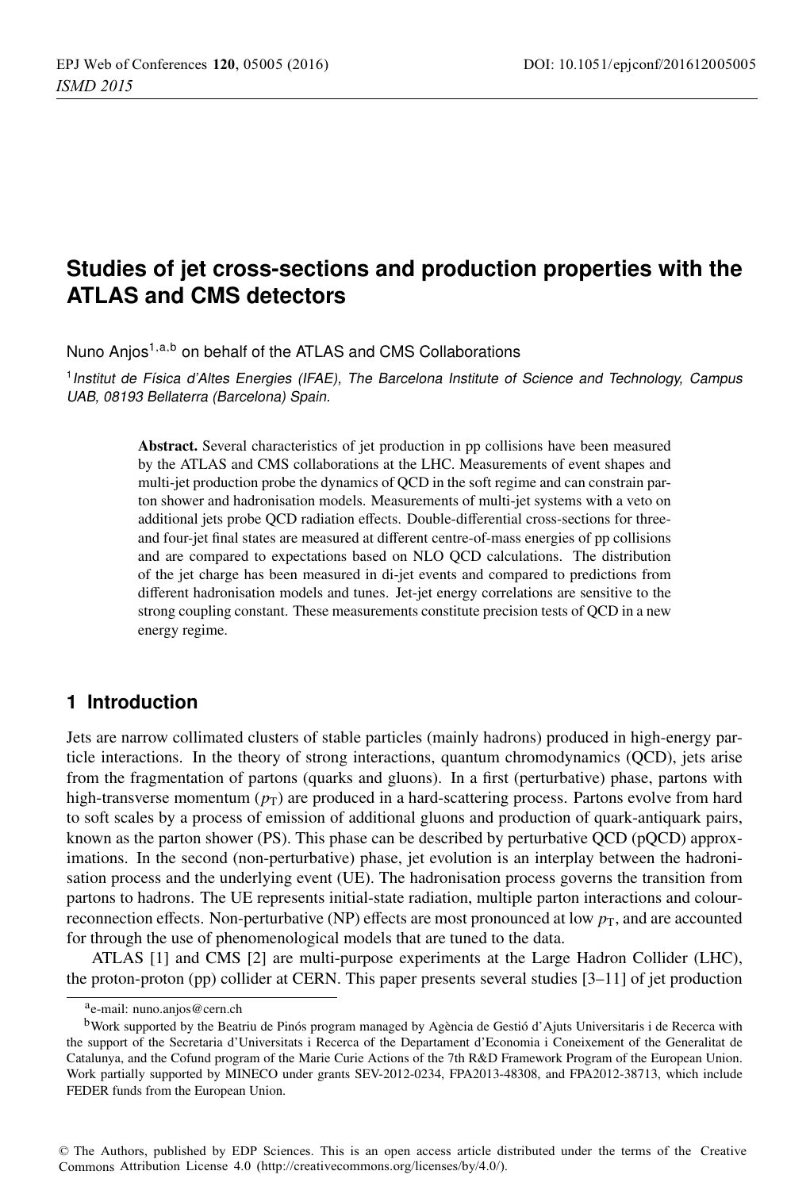# Studies of jet cross-sections and production properties with the ATLAS and CMS detectors

Nuno Anjos[1,a,b] on behalf of the ATLAS and CMS Collaborations

[1] *Institut de Física d'Altes Energies (IFAE), The Barcelona Institute of Science and Technology, Campus UAB, 08193 Bellaterra (Barcelona) Spain.*

**Abstract.** Several characteristics of jet production in pp collisions have been measured by the ATLAS and CMS collaborations at the LHC. Measurements of event shapes and multi-jet production probe the dynamics of QCD in the soft regime and can constrain parton shower and hadronisation models. Measurements of multi-jet systems with a veto on additional jets probe QCD radiation effects. Double-differential cross-sections for three- and four-jet final states are measured at different centre-of-mass energies of pp collisions and are compared to expectations based on NLO QCD calculations. The distribution of the jet charge has been measured in di-jet events and compared to predictions from different hadronisation models and tunes. Jet-jet energy correlations are sensitive to the strong coupling constant. These measurements constitute precision tests of QCD in a new energy regime.

## 1 Introduction

Jets are narrow collimated clusters of stable particles (mainly hadrons) produced in high-energy particle interactions. In the theory of strong interactions, quantum chromodynamics (QCD), jets arise from the fragmentation of partons (quarks and gluons). In a first (perturbative) phase, partons with high-transverse momentum ($p_{\mathrm{T}}$) are produced in a hard-scattering process. Partons evolve from hard to soft scales by a process of emission of additional gluons and production of quark-antiquark pairs, known as the parton shower (PS). This phase can be described by perturbative QCD (pQCD) approximations. In the second (non-perturbative) phase, jet evolution is an interplay between the hadronisation process and the underlying event (UE). The hadronisation process governs the transition from partons to hadrons. The UE represents initial-state radiation, multiple parton interactions and colour-reconnection effects. Non-perturbative (NP) effects are most pronounced at low $p_{\mathrm{T}}$, and are accounted for through the use of phenomenological models that are tuned to the data.

ATLAS [1] and CMS [2] are multi-purpose experiments at the Large Hadron Collider (LHC), the proton-proton (pp) collider at CERN. This paper presents several studies [3–11] of jet production

[a] e-mail: nuno.anjos@cern.ch

[b] Work supported by the Beatriu de Pinós program managed by Agència de Gestió d'Ajuts Universitaris i de Recerca with the support of the Secretaria d'Universitats i Recerca of the Departament d'Economia i Coneixement of the Generalitat de Catalunya, and the Cofund program of the Marie Curie Actions of the 7th R&D Framework Program of the European Union. Work partially supported by MINECO under grants SEV-2012-0234, FPA2013-48308, and FPA2012-38713, which include FEDER funds from the European Union.

© The Authors, published by EDP Sciences. This is an open access article distributed under the terms of the Creative Commons Attribution License 4.0 (http://creativecommons.org/licenses/by/4.0/).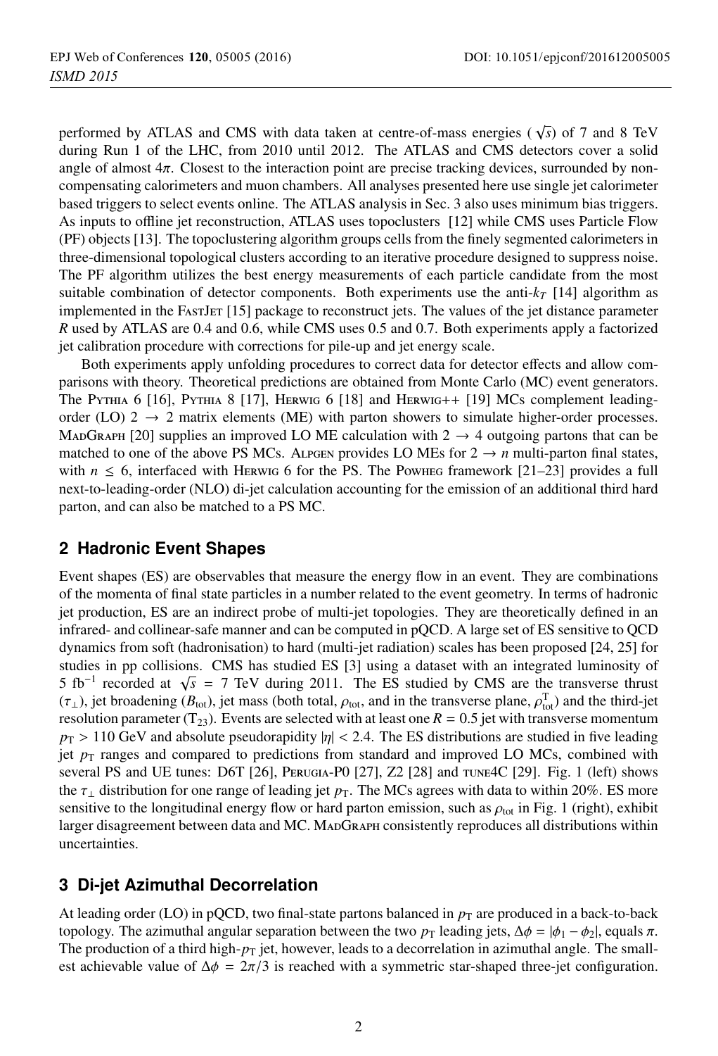performed by ATLAS and CMS with data taken at centre-of-mass energies ($\sqrt{s}$) of 7 and 8 TeV during Run 1 of the LHC, from 2010 until 2012. The ATLAS and CMS detectors cover a solid angle of almost $4\pi$. Closest to the interaction point are precise tracking devices, surrounded by non-compensating calorimeters and muon chambers. All analyses presented here use single jet calorimeter based triggers to select events online. The ATLAS analysis in Sec. 3 also uses minimum bias triggers. As inputs to offline jet reconstruction, ATLAS uses topoclusters [12] while CMS uses Particle Flow (PF) objects [13]. The topoclustering algorithm groups cells from the finely segmented calorimeters in three-dimensional topological clusters according to an iterative procedure designed to suppress noise. The PF algorithm utilizes the best energy measurements of each particle candidate from the most suitable combination of detector components. Both experiments use the anti-$k_T$ [14] algorithm as implemented in the FastJet [15] package to reconstruct jets. The values of the jet distance parameter $R$ used by ATLAS are 0.4 and 0.6, while CMS uses 0.5 and 0.7. Both experiments apply a factorized jet calibration procedure with corrections for pile-up and jet energy scale.

Both experiments apply unfolding procedures to correct data for detector effects and allow comparisons with theory. Theoretical predictions are obtained from Monte Carlo (MC) event generators. The Pythia 6 [16], Pythia 8 [17], Herwig 6 [18] and Herwig++ [19] MCs complement leading-order (LO) $2 \to 2$ matrix elements (ME) with parton showers to simulate higher-order processes. MadGraph [20] supplies an improved LO ME calculation with $2 \to 4$ outgoing partons that can be matched to one of the above PS MCs. Alpgen provides LO MEs for $2 \to n$ multi-parton final states, with $n \leq 6$, interfaced with Herwig 6 for the PS. The Powheg framework [21–23] provides a full next-to-leading-order (NLO) di-jet calculation accounting for the emission of an additional third hard parton, and can also be matched to a PS MC.

## 2 Hadronic Event Shapes

Event shapes (ES) are observables that measure the energy flow in an event. They are combinations of the momenta of final state particles in a number related to the event geometry. In terms of hadronic jet production, ES are an indirect probe of multi-jet topologies. They are theoretically defined in an infrared- and collinear-safe manner and can be computed in pQCD. A large set of ES sensitive to QCD dynamics from soft (hadronisation) to hard (multi-jet radiation) scales has been proposed [24, 25] for studies in pp collisions. CMS has studied ES [3] using a dataset with an integrated luminosity of 5 fb$^{-1}$ recorded at $\sqrt{s}$ = 7 TeV during 2011. The ES studied by CMS are the transverse thrust ($\tau_\perp$), jet broadening ($B_{\text{tot}}$), jet mass (both total, $\rho_{\text{tot}}$, and in the transverse plane, $\rho^{\text{T}}_{\text{tot}}$) and the third-jet resolution parameter ($\text{T}_{23}$). Events are selected with at least one $R = 0.5$ jet with transverse momentum $p_{\text{T}} > 110$ GeV and absolute pseudorapidity $|\eta| < 2.4$. The ES distributions are studied in five leading jet $p_{\text{T}}$ ranges and compared to predictions from standard and improved LO MCs, combined with several PS and UE tunes: D6T [26], Perugia-P0 [27], Z2 [28] and tune4C [29]. Fig. 1 (left) shows the $\tau_\perp$ distribution for one range of leading jet $p_{\text{T}}$. The MCs agrees with data to within 20%. ES more sensitive to the longitudinal energy flow or hard parton emission, such as $\rho_{\text{tot}}$ in Fig. 1 (right), exhibit larger disagreement between data and MC. MadGraph consistently reproduces all distributions within uncertainties.

## 3 Di-jet Azimuthal Decorrelation

At leading order (LO) in pQCD, two final-state partons balanced in $p_{\text{T}}$ are produced in a back-to-back topology. The azimuthal angular separation between the two $p_{\text{T}}$ leading jets, $\Delta\phi = |\phi_1 - \phi_2|$, equals $\pi$. The production of a third high-$p_{\text{T}}$ jet, however, leads to a decorrelation in azimuthal angle. The smallest achievable value of $\Delta\phi = 2\pi/3$ is reached with a symmetric star-shaped three-jet configuration.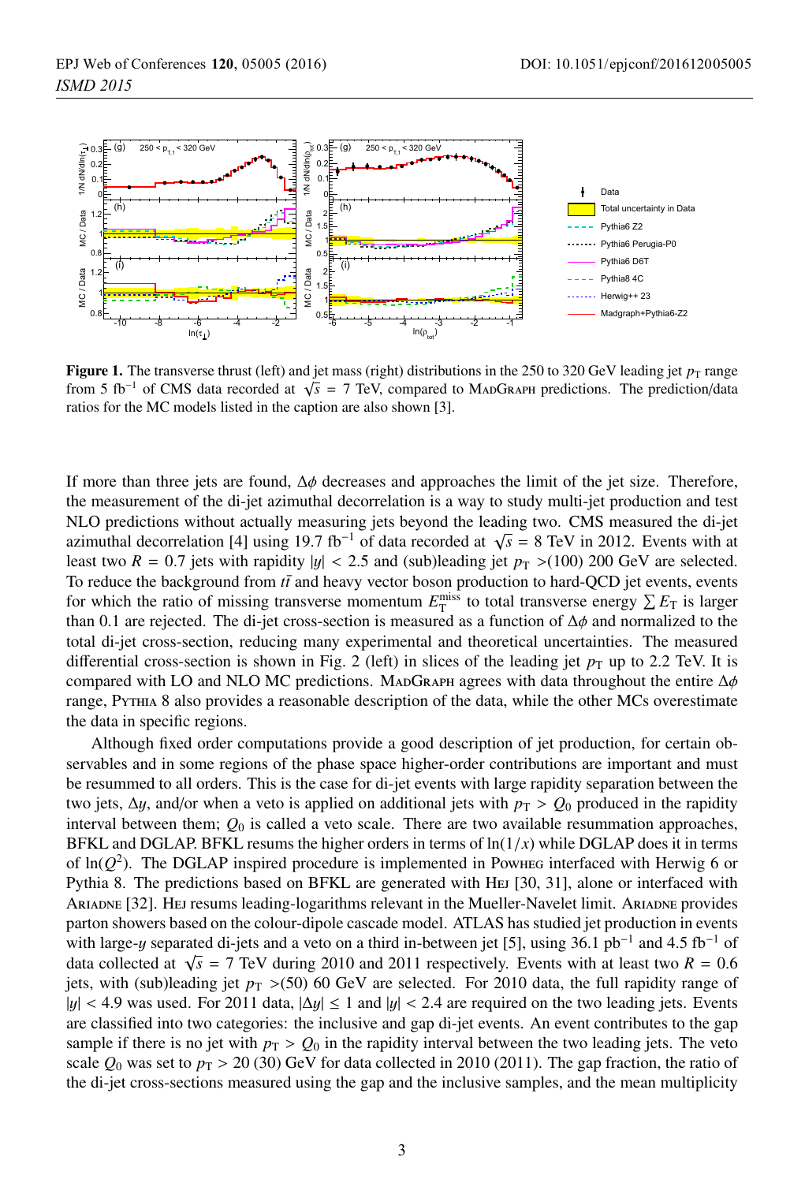**Figure 1.** The transverse thrust (left) and jet mass (right) distributions in the 250 to 320 GeV leading jet $p_T$ range from 5 fb$^{-1}$ of CMS data recorded at $\sqrt{s}$ = 7 TeV, compared to MadGraph predictions. The prediction/data ratios for the MC models listed in the caption are also shown [3].

If more than three jets are found, $\Delta\phi$ decreases and approaches the limit of the jet size. Therefore, the measurement of the di-jet azimuthal decorrelation is a way to study multi-jet production and test NLO predictions without actually measuring jets beyond the leading two. CMS measured the di-jet azimuthal decorrelation [4] using 19.7 fb$^{-1}$ of data recorded at $\sqrt{s}$ = 8 TeV in 2012. Events with at least two $R$ = 0.7 jets with rapidity $|y|$ < 2.5 and (sub)leading jet $p_T$ >(100) 200 GeV are selected. To reduce the background from $t\bar{t}$ and heavy vector boson production to hard-QCD jet events, events for which the ratio of missing transverse momentum $E_T^{\text{miss}}$ to total transverse energy $\sum E_T$ is larger than 0.1 are rejected. The di-jet cross-section is measured as a function of $\Delta\phi$ and normalized to the total di-jet cross-section, reducing many experimental and theoretical uncertainties. The measured differential cross-section is shown in Fig. 2 (left) in slices of the leading jet $p_T$ up to 2.2 TeV. It is compared with LO and NLO MC predictions. MadGraph agrees with data throughout the entire $\Delta\phi$ range, Pythia 8 also provides a reasonable description of the data, while the other MCs overestimate the data in specific regions.

Although fixed order computations provide a good description of jet production, for certain observables and in some regions of the phase space higher-order contributions are important and must be resummed to all orders. This is the case for di-jet events with large rapidity separation between the two jets, $\Delta y$, and/or when a veto is applied on additional jets with $p_T > Q_0$ produced in the rapidity interval between them; $Q_0$ is called a veto scale. There are two available resummation approaches, BFKL and DGLAP. BFKL resums the higher orders in terms of $\ln(1/x)$ while DGLAP does it in terms of $\ln(Q^2)$. The DGLAP inspired procedure is implemented in Powheg interfaced with Herwig 6 or Pythia 8. The predictions based on BFKL are generated with Hej [30, 31], alone or interfaced with Ariadne [32]. Hej resums leading-logarithms relevant in the Mueller-Navelet limit. Ariadne provides parton showers based on the colour-dipole cascade model. ATLAS has studied jet production in events with large-$y$ separated di-jets and a veto on a third in-between jet [5], using 36.1 pb$^{-1}$ and 4.5 fb$^{-1}$ of data collected at $\sqrt{s}$ = 7 TeV during 2010 and 2011 respectively. Events with at least two $R$ = 0.6 jets, with (sub)leading jet $p_T$ >(50) 60 GeV are selected. For 2010 data, the full rapidity range of $|y|$ < 4.9 was used. For 2011 data, $|\Delta y| \leq 1$ and $|y|$ < 2.4 are required on the two leading jets. Events are classified into two categories: the inclusive and gap di-jet events. An event contributes to the gap sample if there is no jet with $p_T > Q_0$ in the rapidity interval between the two leading jets. The veto scale $Q_0$ was set to $p_T$ > 20 (30) GeV for data collected in 2010 (2011). The gap fraction, the ratio of the di-jet cross-sections measured using the gap and the inclusive samples, and the mean multiplicity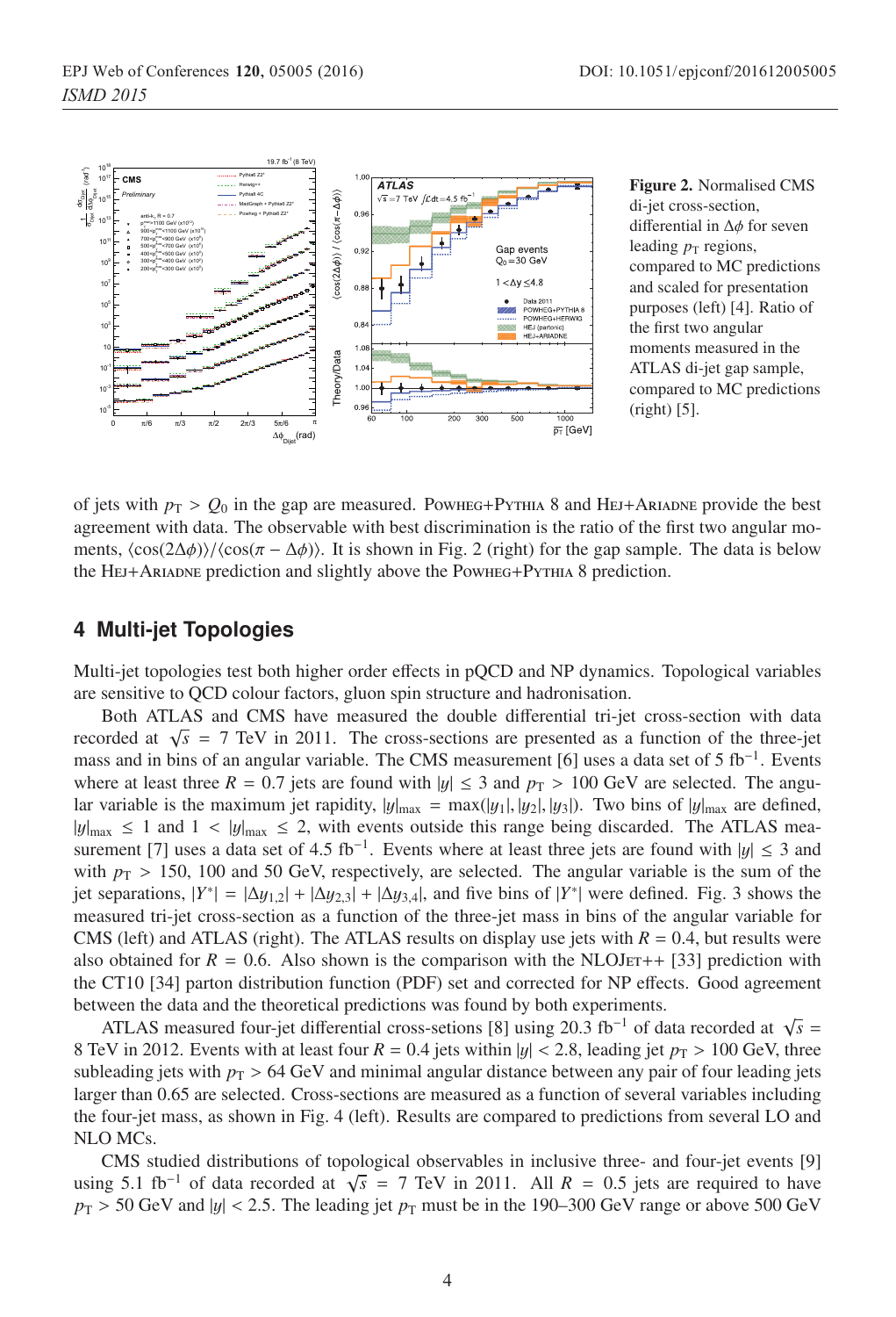**Figure 2.** Normalised CMS di-jet cross-section, differential in $\Delta\phi$ for seven leading $p_T$ regions, compared to MC predictions and scaled for presentation purposes (left) [4]. Ratio of the first two angular moments measured in the ATLAS di-jet gap sample, compared to MC predictions (right) [5].

of jets with $p_T > Q_0$ in the gap are measured. Powheg+Pythia 8 and Hej+Ariadne provide the best agreement with data. The observable with best discrimination is the ratio of the first two angular moments, $\langle\cos(2\Delta\phi)\rangle/\langle\cos(\pi - \Delta\phi)\rangle$. It is shown in Fig. 2 (right) for the gap sample. The data is below the Hej+Ariadne prediction and slightly above the Powheg+Pythia 8 prediction.

## 4 Multi-jet Topologies

Multi-jet topologies test both higher order effects in pQCD and NP dynamics. Topological variables are sensitive to QCD colour factors, gluon spin structure and hadronisation.

Both ATLAS and CMS have measured the double differential tri-jet cross-section with data recorded at $\sqrt{s} = 7$ TeV in 2011. The cross-sections are presented as a function of the three-jet mass and in bins of an angular variable. The CMS measurement [6] uses a data set of 5 fb$^{-1}$. Events where at least three $R = 0.7$ jets are found with $|y| \leq 3$ and $p_T > 100$ GeV are selected. The angular variable is the maximum jet rapidity, $|y|_{\max} = \max(|y_1|, |y_2|, |y_3|)$. Two bins of $|y|_{\max}$ are defined, $|y|_{\max} \leq 1$ and $1 < |y|_{\max} \leq 2$, with events outside this range being discarded. The ATLAS measurement [7] uses a data set of 4.5 fb$^{-1}$. Events where at least three jets are found with $|y| \leq 3$ and with $p_T > 150$, 100 and 50 GeV, respectively, are selected. The angular variable is the sum of the jet separations, $|Y^*| = |\Delta y_{1,2}| + |\Delta y_{2,3}| + |\Delta y_{3,4}|$, and five bins of $|Y^*|$ were defined. Fig. 3 shows the measured tri-jet cross-section as a function of the three-jet mass in bins of the angular variable for CMS (left) and ATLAS (right). The ATLAS results on display use jets with $R = 0.4$, but results were also obtained for $R = 0.6$. Also shown is the comparison with the NLOJet++ [33] prediction with the CT10 [34] parton distribution function (PDF) set and corrected for NP effects. Good agreement between the data and the theoretical predictions was found by both experiments.

ATLAS measured four-jet differential cross-setions [8] using 20.3 fb$^{-1}$ of data recorded at $\sqrt{s} = 8$ TeV in 2012. Events with at least four $R = 0.4$ jets within $|y| < 2.8$, leading jet $p_T > 100$ GeV, three subleading jets with $p_T > 64$ GeV and minimal angular distance between any pair of four leading jets larger than 0.65 are selected. Cross-sections are measured as a function of several variables including the four-jet mass, as shown in Fig. 4 (left). Results are compared to predictions from several LO and NLO MCs.

CMS studied distributions of topological observables in inclusive three- and four-jet events [9] using 5.1 fb$^{-1}$ of data recorded at $\sqrt{s} = 7$ TeV in 2011. All $R = 0.5$ jets are required to have $p_T > 50$ GeV and $|y| < 2.5$. The leading jet $p_T$ must be in the 190–300 GeV range or above 500 GeV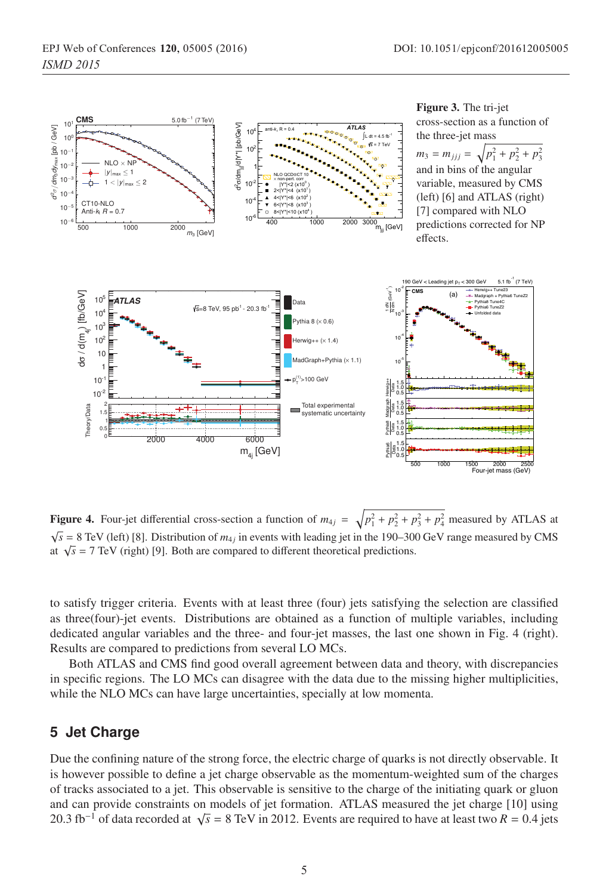**Figure 3.** The tri-jet cross-section as a function of the three-jet mass $m_3 = m_{jjj} = \sqrt{p_1^2 + p_2^2 + p_3^2}$ and in bins of the angular variable, measured by CMS (left) [6] and ATLAS (right) [7] compared with NLO predictions corrected for NP effects.

**Figure 4.** Four-jet differential cross-section a function of $m_{4j} = \sqrt{p_1^2 + p_2^2 + p_3^2 + p_4^2}$ measured by ATLAS at $\sqrt{s} = 8$ TeV (left) [8]. Distribution of $m_{4j}$ in events with leading jet in the 190–300 GeV range measured by CMS at $\sqrt{s} = 7$ TeV (right) [9]. Both are compared to different theoretical predictions.

to satisfy trigger criteria. Events with at least three (four) jets satisfying the selection are classified as three(four)-jet events. Distributions are obtained as a function of multiple variables, including dedicated angular variables and the three- and four-jet masses, the last one shown in Fig. 4 (right). Results are compared to predictions from several LO MCs.

Both ATLAS and CMS find good overall agreement between data and theory, with discrepancies in specific regions. The LO MCs can disagree with the data due to the missing higher multiplicities, while the NLO MCs can have large uncertainties, specially at low momenta.

## 5 Jet Charge

Due the confining nature of the strong force, the electric charge of quarks is not directly observable. It is however possible to define a jet charge observable as the momentum-weighted sum of the charges of tracks associated to a jet. This observable is sensitive to the charge of the initiating quark or gluon and can provide constraints on models of jet formation. ATLAS measured the jet charge [10] using 20.3 fb$^{-1}$ of data recorded at $\sqrt{s} = 8$ TeV in 2012. Events are required to have at least two $R = 0.4$ jets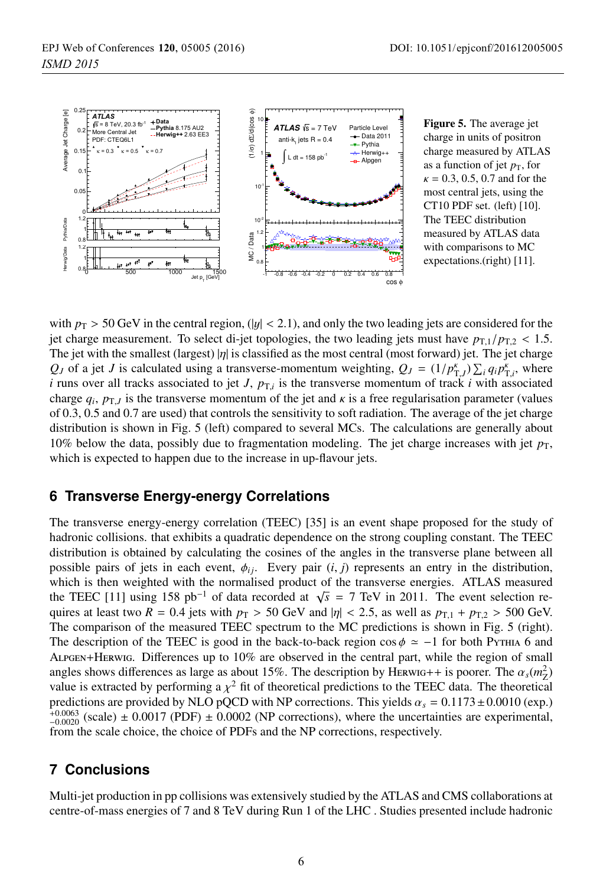**Figure 5.** The average jet charge in units of positron charge measured by ATLAS as a function of jet $p_T$, for $\kappa = 0.3$, 0.5, 0.7 and for the most central jets, using the CT10 PDF set. (left) [10]. The TEEC distribution measured by ATLAS data with comparisons to MC expectations.(right) [11].

with $p_T > 50$ GeV in the central region, ($|y| < 2.1$), and only the two leading jets are considered for the jet charge measurement. To select di-jet topologies, the two leading jets must have $p_{T,1}/p_{T,2} < 1.5$. The jet with the smallest (largest) $|\eta|$ is classified as the most central (most forward) jet. The jet charge $Q_J$ of a jet $J$ is calculated using a transverse-momentum weighting, $Q_J = (1/p_{T,J}^{\kappa}) \sum_i q_i p_{T,i}^{\kappa}$, where $i$ runs over all tracks associated to jet $J$, $p_{T,i}$ is the transverse momentum of track $i$ with associated charge $q_i$, $p_{T,J}$ is the transverse momentum of the jet and $\kappa$ is a free regularisation parameter (values of 0.3, 0.5 and 0.7 are used) that controls the sensitivity to soft radiation. The average of the jet charge distribution is shown in Fig. 5 (left) compared to several MCs. The calculations are generally about 10% below the data, possibly due to fragmentation modeling. The jet charge increases with jet $p_T$, which is expected to happen due to the increase in up-flavour jets.

## 6 Transverse Energy-energy Correlations

The transverse energy-energy correlation (TEEC) [35] is an event shape proposed for the study of hadronic collisions. that exhibits a quadratic dependence on the strong coupling constant. The TEEC distribution is obtained by calculating the cosines of the angles in the transverse plane between all possible pairs of jets in each event, $\phi_{ij}$. Every pair $(i, j)$ represents an entry in the distribution, which is then weighted with the normalised product of the transverse energies. ATLAS measured the TEEC [11] using 158 pb$^{-1}$ of data recorded at $\sqrt{s} = 7$ TeV in 2011. The event selection requires at least two $R = 0.4$ jets with $p_T > 50$ GeV and $|\eta| < 2.5$, as well as $p_{T,1} + p_{T,2} > 500$ GeV. The comparison of the measured TEEC spectrum to the MC predictions is shown in Fig. 5 (right). The description of the TEEC is good in the back-to-back region $\cos\phi \simeq -1$ for both Pythia 6 and Alpgen+Herwig. Differences up to 10% are observed in the central part, while the region of small angles shows differences as large as about 15%. The description by Herwig++ is poorer. The $\alpha_s(m_Z^2)$ value is extracted by performing a $\chi^2$ fit of theoretical predictions to the TEEC data. The theoretical predictions are provided by NLO pQCD with NP corrections. This yields $\alpha_s = 0.1173 \pm 0.0010$ (exp.) ${}^{+0.0063}_{-0.0020}$ (scale) $\pm$ 0.0017 (PDF) $\pm$ 0.0002 (NP corrections), where the uncertainties are experimental, from the scale choice, the choice of PDFs and the NP corrections, respectively.

## 7 Conclusions

Multi-jet production in pp collisions was extensively studied by the ATLAS and CMS collaborations at centre-of-mass energies of 7 and 8 TeV during Run 1 of the LHC . Studies presented include hadronic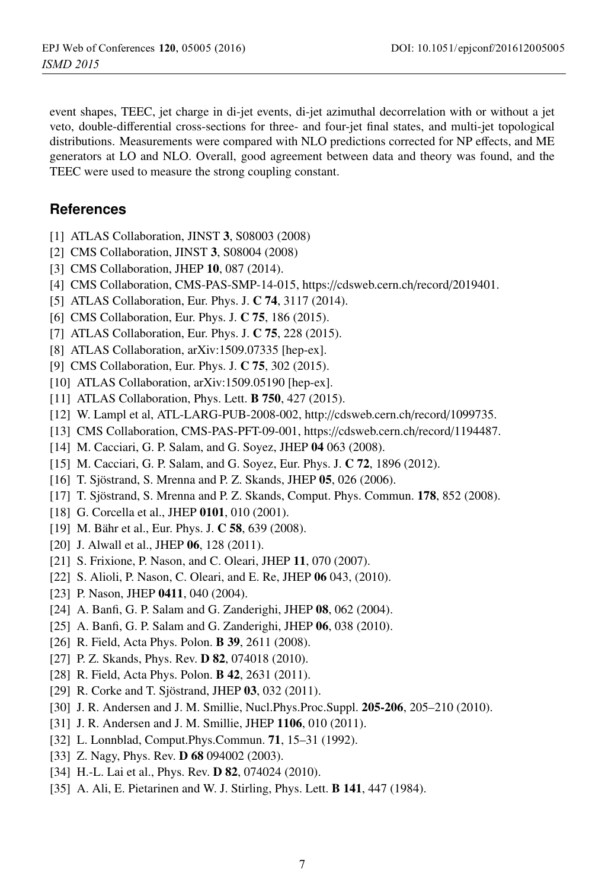event shapes, TEEC, jet charge in di-jet events, di-jet azimuthal decorrelation with or without a jet veto, double-differential cross-sections for three- and four-jet final states, and multi-jet topological distributions. Measurements were compared with NLO predictions corrected for NP effects, and ME generators at LO and NLO. Overall, good agreement between data and theory was found, and the TEEC were used to measure the strong coupling constant.

## References

[1] ATLAS Collaboration, JINST **3**, S08003 (2008)

[2] CMS Collaboration, JINST **3**, S08004 (2008)

[3] CMS Collaboration, JHEP **10**, 087 (2014).

[4] CMS Collaboration, CMS-PAS-SMP-14-015, https://cdsweb.cern.ch/record/2019401.

[5] ATLAS Collaboration, Eur. Phys. J. **C 74**, 3117 (2014).

[6] CMS Collaboration, Eur. Phys. J. **C 75**, 186 (2015).

[7] ATLAS Collaboration, Eur. Phys. J. **C 75**, 228 (2015).

[8] ATLAS Collaboration, arXiv:1509.07335 [hep-ex].

[9] CMS Collaboration, Eur. Phys. J. **C 75**, 302 (2015).

[10] ATLAS Collaboration, arXiv:1509.05190 [hep-ex].

[11] ATLAS Collaboration, Phys. Lett. **B 750**, 427 (2015).

[12] W. Lampl et al, ATL-LARG-PUB-2008-002, http://cdsweb.cern.ch/record/1099735.

[13] CMS Collaboration, CMS-PAS-PFT-09-001, https://cdsweb.cern.ch/record/1194487.

[14] M. Cacciari, G. P. Salam, and G. Soyez, JHEP **04** 063 (2008).

[15] M. Cacciari, G. P. Salam, and G. Soyez, Eur. Phys. J. **C 72**, 1896 (2012).

[16] T. Sjöstrand, S. Mrenna and P. Z. Skands, JHEP **05**, 026 (2006).

[17] T. Sjöstrand, S. Mrenna and P. Z. Skands, Comput. Phys. Commun. **178**, 852 (2008).

[18] G. Corcella et al., JHEP **0101**, 010 (2001).

[19] M. Bähr et al., Eur. Phys. J. **C 58**, 639 (2008).

[20] J. Alwall et al., JHEP **06**, 128 (2011).

[21] S. Frixione, P. Nason, and C. Oleari, JHEP **11**, 070 (2007).

[22] S. Alioli, P. Nason, C. Oleari, and E. Re, JHEP **06** 043, (2010).

[23] P. Nason, JHEP **0411**, 040 (2004).

[24] A. Banfi, G. P. Salam and G. Zanderighi, JHEP **08**, 062 (2004).

[25] A. Banfi, G. P. Salam and G. Zanderighi, JHEP **06**, 038 (2010).

[26] R. Field, Acta Phys. Polon. **B 39**, 2611 (2008).

[27] P. Z. Skands, Phys. Rev. **D 82**, 074018 (2010).

[28] R. Field, Acta Phys. Polon. **B 42**, 2631 (2011).

[29] R. Corke and T. Sjöstrand, JHEP **03**, 032 (2011).

[30] J. R. Andersen and J. M. Smillie, Nucl.Phys.Proc.Suppl. **205-206**, 205–210 (2010).

[31] J. R. Andersen and J. M. Smillie, JHEP **1106**, 010 (2011).

[32] L. Lonnblad, Comput.Phys.Commun. **71**, 15–31 (1992).

[33] Z. Nagy, Phys. Rev. **D 68** 094002 (2003).

[34] H.-L. Lai et al., Phys. Rev. **D 82**, 074024 (2010).

[35] A. Ali, E. Pietarinen and W. J. Stirling, Phys. Lett. **B 141**, 447 (1984).